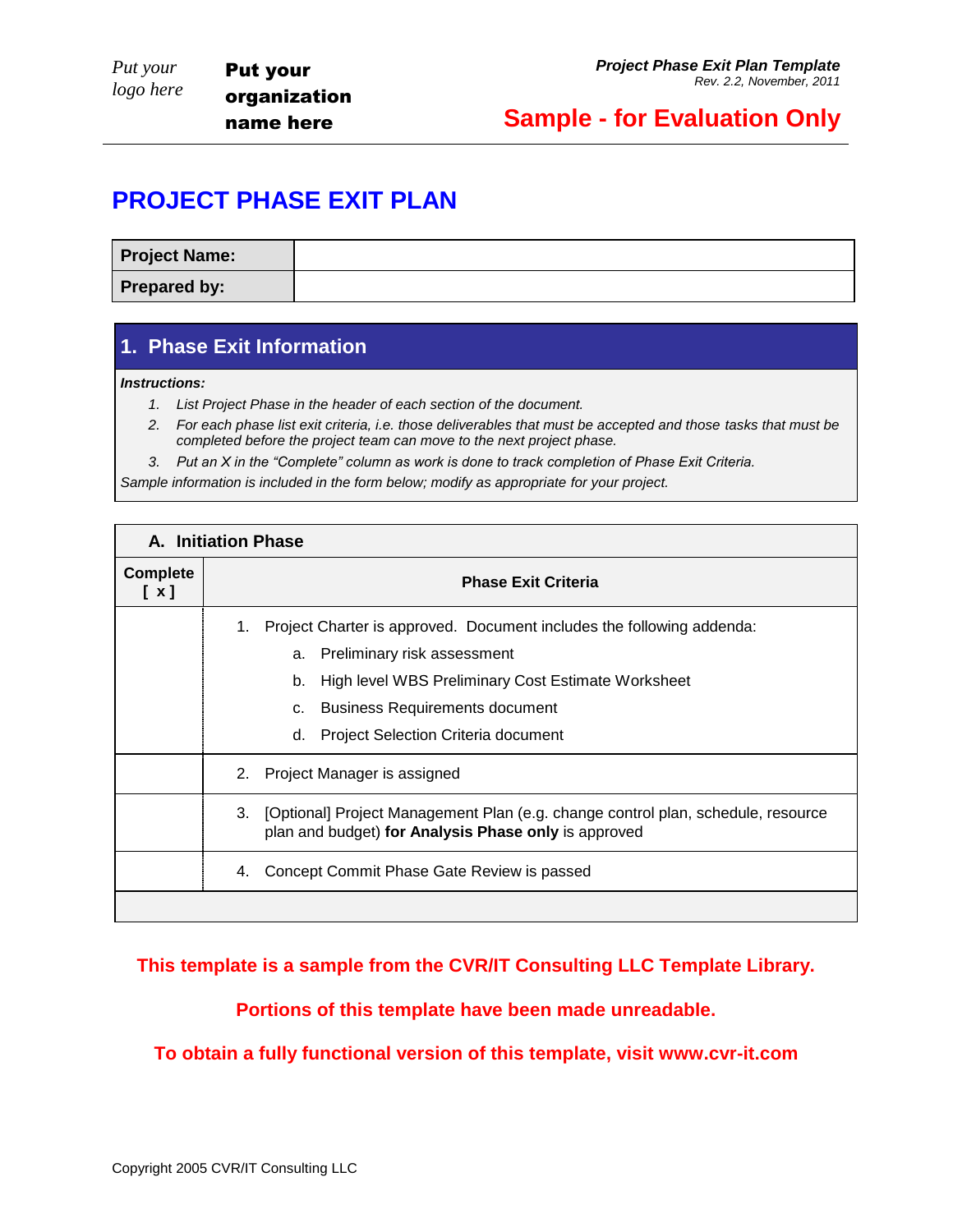Put your logo here

**Put your organization name here**

***Project Phase Exit Plan Template***
*Rev. 2.2, November, 2011*

**Sample - for Evaluation Only**

# PROJECT PHASE EXIT PLAN

| **Project Name:** | |
|---|---|
| **Prepared by:** | |

## 1. Phase Exit Information

***Instructions:***

1. *List Project Phase in the header of each section of the document.*
2. *For each phase list exit criteria, i.e. those deliverables that must be accepted and those tasks that must be completed before the project team can move to the next project phase.*
3. *Put an X in the "Complete" column as work is done to track completion of Phase Exit Criteria.*

*Sample information is included in the form below; modify as appropriate for your project.*

| **A. Initiation Phase** | |
|---|---|
| **Complete [ x ]** | **Phase Exit Criteria** |
| | 1. Project Charter is approved. Document includes the following addenda:<br>a. Preliminary risk assessment<br>b. High level WBS Preliminary Cost Estimate Worksheet<br>c. Business Requirements document<br>d. Project Selection Criteria document |
| | 2. Project Manager is assigned |
| | 3. [Optional] Project Management Plan (e.g. change control plan, schedule, resource plan and budget) **for Analysis Phase only** is approved |
| | 4. Concept Commit Phase Gate Review is passed |

**This template is a sample from the CVR/IT Consulting LLC Template Library.**

**Portions of this template have been made unreadable.**

**To obtain a fully functional version of this template, visit www.cvr-it.com**

Copyright 2005 CVR/IT Consulting LLC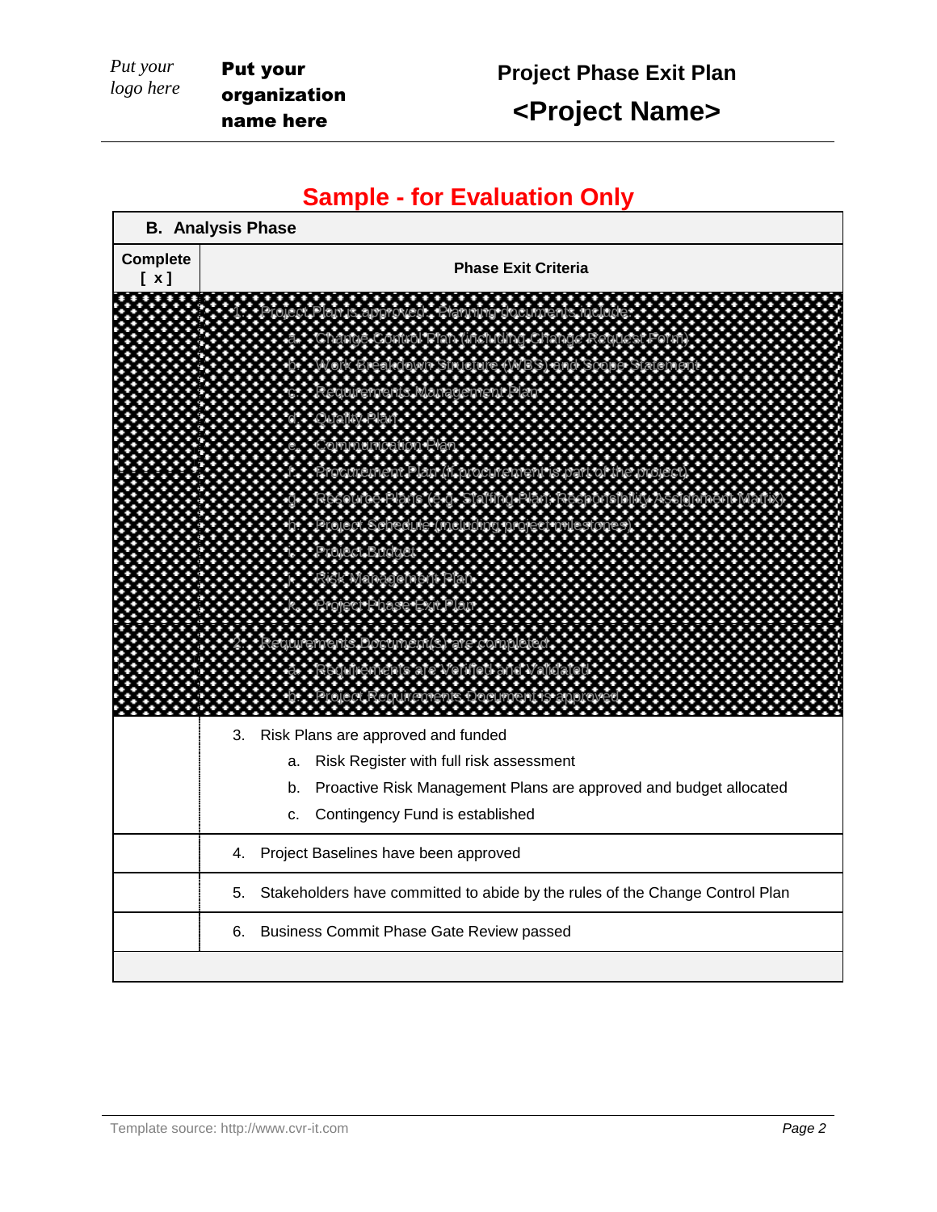## Sample - for Evaluation Only

| B. Analysis Phase | |
|---|---|
| **Complete [ x ]** | **Phase Exit Criteria** |
| | 1. Project Plan is approved. Planning documents include:<br>a. Change Control Plan (including Change Request Form)<br>b. Work Breakdown Structure (WBS) and Scope Statement<br>c. Requirements Management Plan<br>d. Quality Plan<br>e. Communication Plan<br>f. Procurement Plan (if procurement is part of the project)<br>g. Resource Plans (e.g. Staffing Plan, Responsibility Assignment Matrix)<br>h. Project Schedule (including project milestones)<br>i. Project Budget<br>j. Risk Management Plan<br>k. Project Phase Exit Plan |
| | 2. Requirements Document(s) are completed<br>a. Requirements are Verified and Validated<br>b. Project Requirements Document is approved |
| | 3. Risk Plans are approved and funded<br>a. Risk Register with full risk assessment<br>b. Proactive Risk Management Plans are approved and budget allocated<br>c. Contingency Fund is established |
| | 4. Project Baselines have been approved |
| | 5. Stakeholders have committed to abide by the rules of the Change Control Plan |
| | 6. Business Commit Phase Gate Review passed |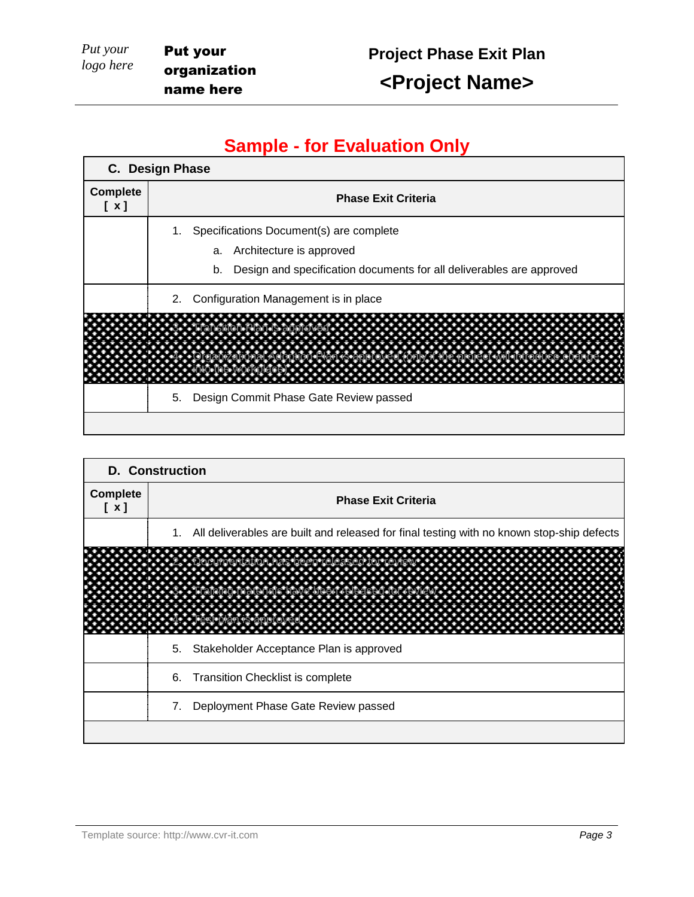## Sample - for Evaluation Only

| C. Design Phase | |
|---|---|
| **Complete [ x ]** | **Phase Exit Criteria** |
| | 1. Specifications Document(s) are complete<br>a. Architecture is approved<br>b. Design and specification documents for all deliverables are approved |
| | 2. Configuration Management is in place |
| | 3. Transition Plan is approved |
| | 4. Organizational Adoption Plan is approved (only if the project will introduce change into the workplace) |
| | 5. Design Commit Phase Gate Review passed |
| | |

| D. Construction | |
|---|---|
| **Complete [ x ]** | **Phase Exit Criteria** |
| | 1. All deliverables are built and released for final testing with no known stop-ship defects |
| | 2. Documentation has been released for review |
| | 3. Training materials have been released for review |
| | 4. Test plan is approved |
| | 5. Stakeholder Acceptance Plan is approved |
| | 6. Transition Checklist is complete |
| | 7. Deployment Phase Gate Review passed |
| | |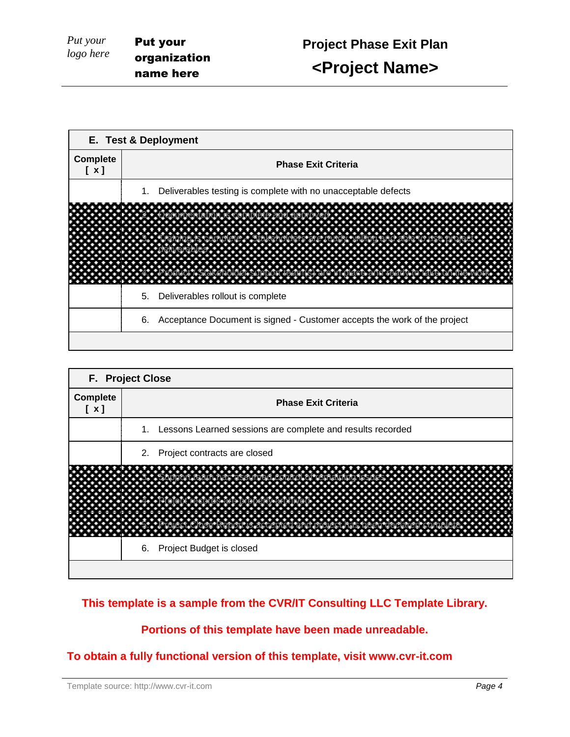| **E. Test & Deployment** | |
|---|---|
| **Complete [ x ]** | **Phase Exit Criteria** |
| | 1. Deliverables testing is complete with no unacceptable defects |
| | 2. Documentation is complete and approved |
| | 3. Training is complete – Stakeholders are ready, willing and able to use project deliverables |
| | 4. Product / Stakeholder support team(s) are in place and ready to take on the work |
| | 5. Deliverables rollout is complete |
| | 6. Acceptance Document is signed - Customer accepts the work of the project |
| | |

| **F. Project Close** | |
|---|---|
| **Complete [ x ]** | **Phase Exit Criteria** |
| | 1. Lessons Learned sessions are complete and results recorded |
| | 2. Project contracts are closed |
| | 3. Support team has assumed control of remaining issues |
| | 4. Project records are properly archived |
| | 5. Project Close Report is accepted and project has been declared complete |
| | 6. Project Budget is closed |
| | |

**This template is a sample from the CVR/IT Consulting LLC Template Library.**

**Portions of this template have been made unreadable.**

**To obtain a fully functional version of this template, visit www.cvr-it.com**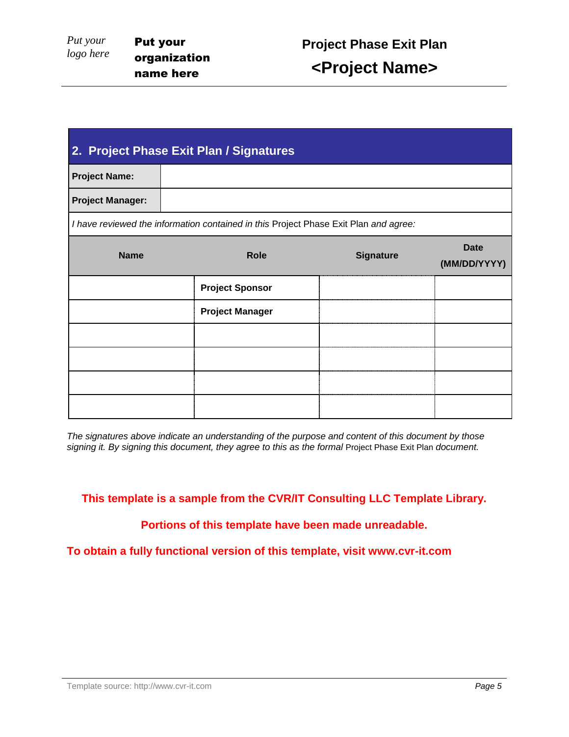## 2. Project Phase Exit Plan / Signatures

| | |
|---|---|
| **Project Name:** | |
| **Project Manager:** | |

*I have reviewed the information contained in this* Project Phase Exit Plan *and agree:*

| Name | Role | Signature | Date (MM/DD/YYYY) |
|---|---|---|---|
| | **Project Sponsor** | | |
| | **Project Manager** | | |
| | | | |
| | | | |
| | | | |
| | | | |

*The signatures above indicate an understanding of the purpose and content of this document by those signing it. By signing this document, they agree to this as the formal* Project Phase Exit Plan *document.*

**This template is a sample from the CVR/IT Consulting LLC Template Library.**

**Portions of this template have been made unreadable.**

**To obtain a fully functional version of this template, visit www.cvr-it.com**